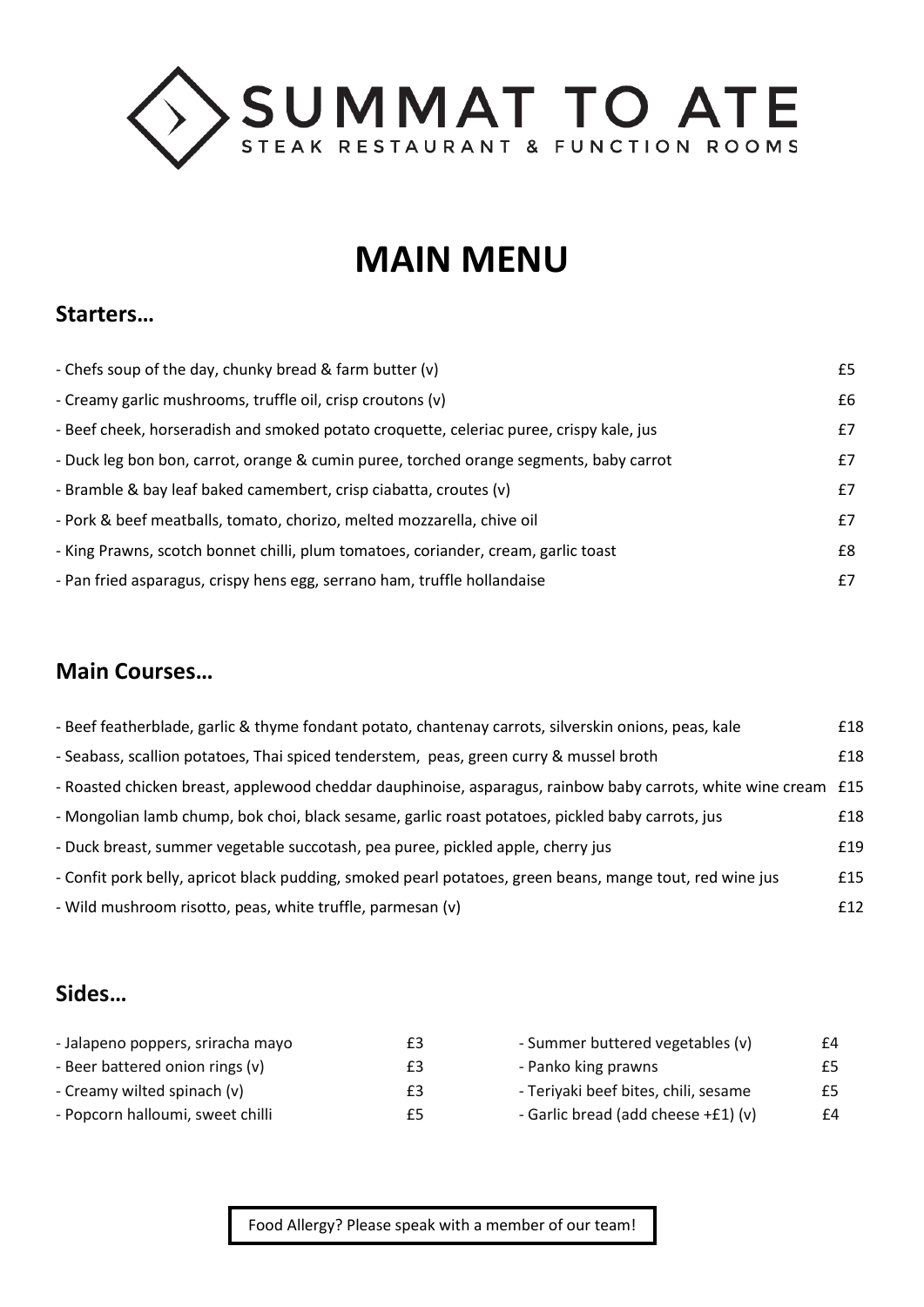# SUMMAT TO ATE

STEAK RESTAURANT & FUNCTION ROOMS

# MAIN MENU

## Starters…

| | |
|---|---|
| - Chefs soup of the day, chunky bread & farm butter (v) | £5 |
| - Creamy garlic mushrooms, truffle oil, crisp croutons (v) | £6 |
| - Beef cheek, horseradish and smoked potato croquette, celeriac puree, crispy kale, jus | £7 |
| - Duck leg bon bon, carrot, orange & cumin puree, torched orange segments, baby carrot | £7 |
| - Bramble & bay leaf baked camembert, crisp ciabatta, croutes (v) | £7 |
| - Pork & beef meatballs, tomato, chorizo, melted mozzarella, chive oil | £7 |
| - King Prawns, scotch bonnet chilli, plum tomatoes, coriander, cream, garlic toast | £8 |
| - Pan fried asparagus, crispy hens egg, serrano ham, truffle hollandaise | £7 |

## Main Courses…

| | |
|---|---|
| - Beef featherblade, garlic & thyme fondant potato, chantenay carrots, silverskin onions, peas, kale | £18 |
| - Seabass, scallion potatoes, Thai spiced tenderstem, peas, green curry & mussel broth | £18 |
| - Roasted chicken breast, applewood cheddar dauphinoise, asparagus, rainbow baby carrots, white wine cream | £15 |
| - Mongolian lamb chump, bok choi, black sesame, garlic roast potatoes, pickled baby carrots, jus | £18 |
| - Duck breast, summer vegetable succotash, pea puree, pickled apple, cherry jus | £19 |
| - Confit pork belly, apricot black pudding, smoked pearl potatoes, green beans, mange tout, red wine jus | £15 |
| - Wild mushroom risotto, peas, white truffle, parmesan (v) | £12 |

## Sides…

| | |
|---|---|
| - Jalapeno poppers, sriracha mayo | £3 |
| - Beer battered onion rings (v) | £3 |
| - Creamy wilted spinach (v) | £3 |
| - Popcorn halloumi, sweet chilli | £5 |
| - Summer buttered vegetables (v) | £4 |
| - Panko king prawns | £5 |
| - Teriyaki beef bites, chili, sesame | £5 |
| - Garlic bread (add cheese +£1) (v) | £4 |

Food Allergy? Please speak with a member of our team!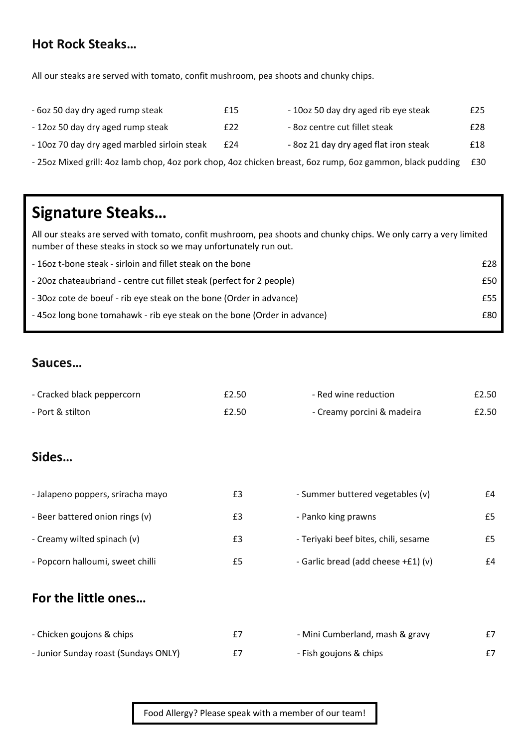## Hot Rock Steaks…

All our steaks are served with tomato, confit mushroom, pea shoots and chunky chips.

- 6oz 50 day dry aged rump steak £15
- 12oz 50 day dry aged rump steak £22
- 10oz 70 day dry aged marbled sirloin steak £24
- 10oz 50 day dry aged rib eye steak £25
- 8oz centre cut fillet steak £28
- 8oz 21 day dry aged flat iron steak £18
- 25oz Mixed grill: 4oz lamb chop, 4oz pork chop, 4oz chicken breast, 6oz rump, 6oz gammon, black pudding £30

## Signature Steaks…

All our steaks are served with tomato, confit mushroom, pea shoots and chunky chips. We only carry a very limited number of these steaks in stock so we may unfortunately run out.

- 16oz t-bone steak - sirloin and fillet steak on the bone £28
- 20oz chateaubriand - centre cut fillet steak (perfect for 2 people) £50
- 30oz cote de boeuf - rib eye steak on the bone (Order in advance) £55
- 45oz long bone tomahawk - rib eye steak on the bone (Order in advance) £80

## Sauces…

- Cracked black peppercorn £2.50
- Port & stilton £2.50
- Red wine reduction £2.50
- Creamy porcini & madeira £2.50

## Sides…

- Jalapeno poppers, sriracha mayo £3
- Beer battered onion rings (v) £3
- Creamy wilted spinach (v) £3
- Popcorn halloumi, sweet chilli £5
- Summer buttered vegetables (v) £4
- Panko king prawns £5
- Teriyaki beef bites, chili, sesame £5
- Garlic bread (add cheese +£1) (v) £4

## For the little ones…

- Chicken goujons & chips £7
- Junior Sunday roast (Sundays ONLY) £7
- Mini Cumberland, mash & gravy £7
- Fish goujons & chips £7

Food Allergy? Please speak with a member of our team!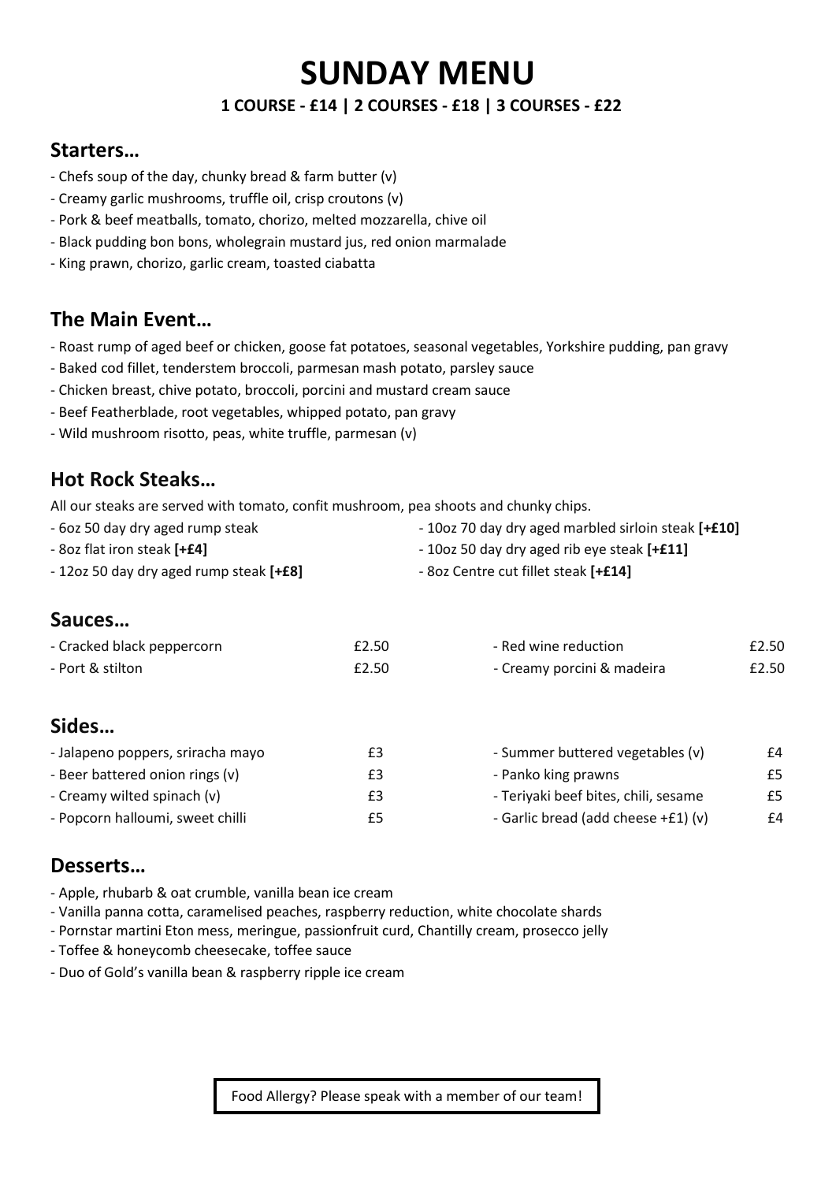# SUNDAY MENU

**1 COURSE - £14 | 2 COURSES - £18 | 3 COURSES - £22**

## Starters…

- Chefs soup of the day, chunky bread & farm butter (v)
- Creamy garlic mushrooms, truffle oil, crisp croutons (v)
- Pork & beef meatballs, tomato, chorizo, melted mozzarella, chive oil
- Black pudding bon bons, wholegrain mustard jus, red onion marmalade
- King prawn, chorizo, garlic cream, toasted ciabatta

## The Main Event…

- Roast rump of aged beef or chicken, goose fat potatoes, seasonal vegetables, Yorkshire pudding, pan gravy
- Baked cod fillet, tenderstem broccoli, parmesan mash potato, parsley sauce
- Chicken breast, chive potato, broccoli, porcini and mustard cream sauce
- Beef Featherblade, root vegetables, whipped potato, pan gravy
- Wild mushroom risotto, peas, white truffle, parmesan (v)

## Hot Rock Steaks…

All our steaks are served with tomato, confit mushroom, pea shoots and chunky chips.

- 6oz 50 day dry aged rump steak
- 8oz flat iron steak **[+£4]**
- 12oz 50 day dry aged rump steak **[+£8]**
- 10oz 70 day dry aged marbled sirloin steak **[+£10]**
- 10oz 50 day dry aged rib eye steak **[+£11]**
- 8oz Centre cut fillet steak **[+£14]**

## Sauces…

| | | | |
|---|---|---|---|
| - Cracked black peppercorn | £2.50 | - Red wine reduction | £2.50 |
| - Port & stilton | £2.50 | - Creamy porcini & madeira | £2.50 |

## Sides…

| | | | |
|---|---|---|---|
| - Jalapeno poppers, sriracha mayo | £3 | - Summer buttered vegetables (v) | £4 |
| - Beer battered onion rings (v) | £3 | - Panko king prawns | £5 |
| - Creamy wilted spinach (v) | £3 | - Teriyaki beef bites, chili, sesame | £5 |
| - Popcorn halloumi, sweet chilli | £5 | - Garlic bread (add cheese +£1) (v) | £4 |

## Desserts…

- Apple, rhubarb & oat crumble, vanilla bean ice cream
- Vanilla panna cotta, caramelised peaches, raspberry reduction, white chocolate shards
- Pornstar martini Eton mess, meringue, passionfruit curd, Chantilly cream, prosecco jelly
- Toffee & honeycomb cheesecake, toffee sauce
- Duo of Gold's vanilla bean & raspberry ripple ice cream

Food Allergy? Please speak with a member of our team!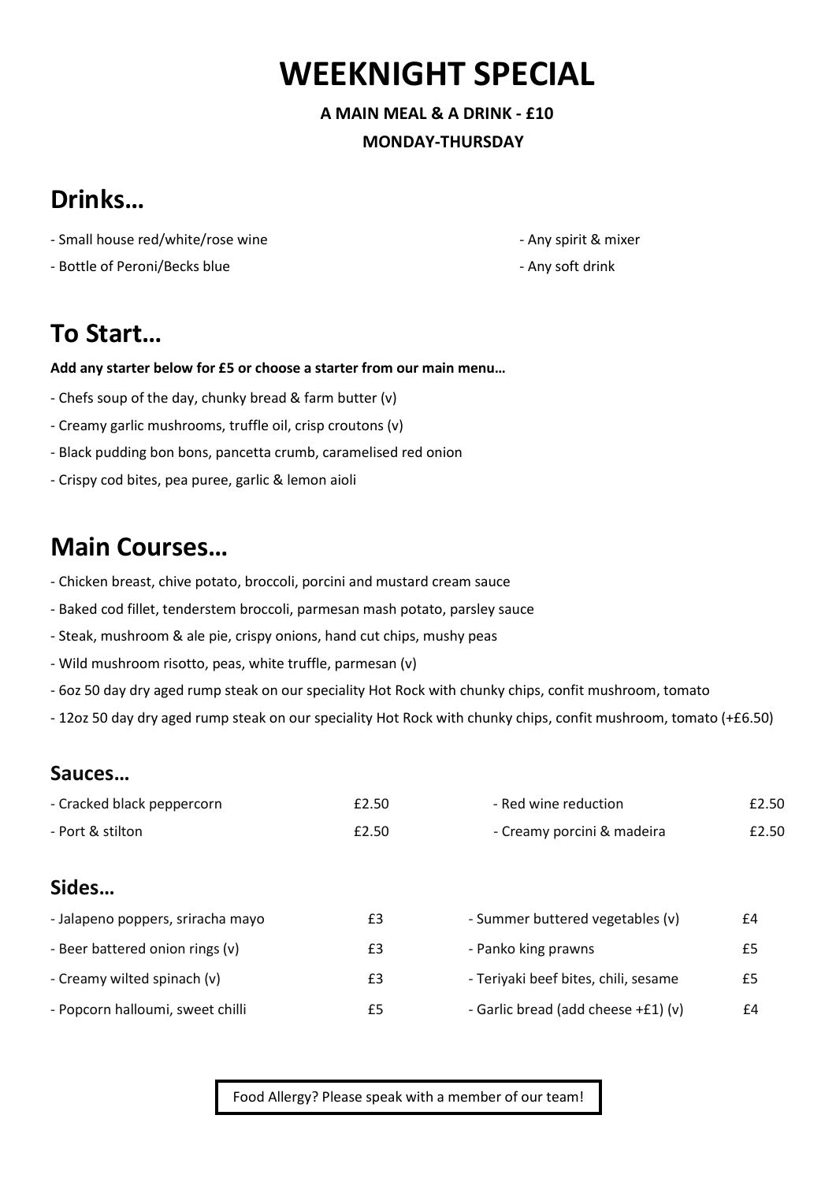# WEEKNIGHT SPECIAL

**A MAIN MEAL & A DRINK - £10**

**MONDAY-THURSDAY**

## Drinks…

- Small house red/white/rose wine
- Bottle of Peroni/Becks blue
- Any spirit & mixer
- Any soft drink

## To Start…

**Add any starter below for £5 or choose a starter from our main menu…**

- Chefs soup of the day, chunky bread & farm butter (v)
- Creamy garlic mushrooms, truffle oil, crisp croutons (v)
- Black pudding bon bons, pancetta crumb, caramelised red onion
- Crispy cod bites, pea puree, garlic & lemon aioli

## Main Courses…

- Chicken breast, chive potato, broccoli, porcini and mustard cream sauce
- Baked cod fillet, tenderstem broccoli, parmesan mash potato, parsley sauce
- Steak, mushroom & ale pie, crispy onions, hand cut chips, mushy peas
- Wild mushroom risotto, peas, white truffle, parmesan (v)
- 6oz 50 day dry aged rump steak on our speciality Hot Rock with chunky chips, confit mushroom, tomato
- 12oz 50 day dry aged rump steak on our speciality Hot Rock with chunky chips, confit mushroom, tomato (+£6.50)

### Sauces…

| | | | |
|---|---|---|---|
| - Cracked black peppercorn | £2.50 | - Red wine reduction | £2.50 |
| - Port & stilton | £2.50 | - Creamy porcini & madeira | £2.50 |

### Sides…

| | | | |
|---|---|---|---|
| - Jalapeno poppers, sriracha mayo | £3 | - Summer buttered vegetables (v) | £4 |
| - Beer battered onion rings (v) | £3 | - Panko king prawns | £5 |
| - Creamy wilted spinach (v) | £3 | - Teriyaki beef bites, chili, sesame | £5 |
| - Popcorn halloumi, sweet chilli | £5 | - Garlic bread (add cheese +£1) (v) | £4 |

Food Allergy? Please speak with a member of our team!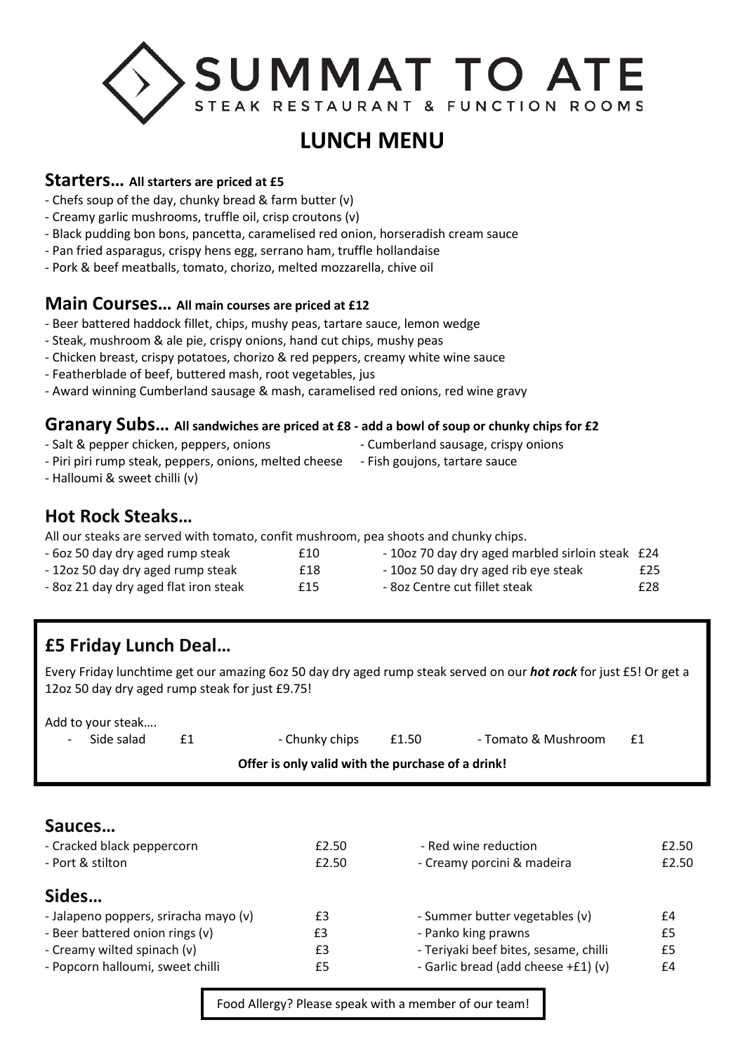# SUMMAT TO ATE

STEAK RESTAURANT & FUNCTION ROOMS

## LUNCH MENU

### Starters… All starters are priced at £5

- Chefs soup of the day, chunky bread & farm butter (v)
- Creamy garlic mushrooms, truffle oil, crisp croutons (v)
- Black pudding bon bons, pancetta, caramelised red onion, horseradish cream sauce
- Pan fried asparagus, crispy hens egg, serrano ham, truffle hollandaise
- Pork & beef meatballs, tomato, chorizo, melted mozzarella, chive oil

### Main Courses… All main courses are priced at £12

- Beer battered haddock fillet, chips, mushy peas, tartare sauce, lemon wedge
- Steak, mushroom & ale pie, crispy onions, hand cut chips, mushy peas
- Chicken breast, crispy potatoes, chorizo & red peppers, creamy white wine sauce
- Featherblade of beef, buttered mash, root vegetables, jus
- Award winning Cumberland sausage & mash, caramelised red onions, red wine gravy

### Granary Subs… All sandwiches are priced at £8 - add a bowl of soup or chunky chips for £2

- Salt & pepper chicken, peppers, onions
- Piri piri rump steak, peppers, onions, melted cheese
- Halloumi & sweet chilli (v)
- Cumberland sausage, crispy onions
- Fish goujons, tartare sauce

### Hot Rock Steaks…

All our steaks are served with tomato, confit mushroom, pea shoots and chunky chips.

| | |
|---|---|
| - 6oz 50 day dry aged rump steak | £10 |
| - 12oz 50 day dry aged rump steak | £18 |
| - 8oz 21 day dry aged flat iron steak | £15 |
| - 10oz 70 day dry aged marbled sirloin steak | £24 |
| - 10oz 50 day dry aged rib eye steak | £25 |
| - 8oz Centre cut fillet steak | £28 |

### £5 Friday Lunch Deal…

Every Friday lunchtime get our amazing 6oz 50 day dry aged rump steak served on our ***hot rock*** for just £5! Or get a 12oz 50 day dry aged rump steak for just £9.75!

Add to your steak….

| | |
|---|---|
| - Side salad | £1 |
| - Chunky chips | £1.50 |
| - Tomato & Mushroom | £1 |

**Offer is only valid with the purchase of a drink!**

### Sauces…

| | |
|---|---|
| - Cracked black peppercorn | £2.50 |
| - Port & stilton | £2.50 |
| - Red wine reduction | £2.50 |
| - Creamy porcini & madeira | £2.50 |

### Sides…

| | |
|---|---|
| - Jalapeno poppers, sriracha mayo (v) | £3 |
| - Beer battered onion rings (v) | £3 |
| - Creamy wilted spinach (v) | £3 |
| - Popcorn halloumi, sweet chilli | £5 |
| - Summer butter vegetables (v) | £4 |
| - Panko king prawns | £5 |
| - Teriyaki beef bites, sesame, chilli | £5 |
| - Garlic bread (add cheese +£1) (v) | £4 |

Food Allergy? Please speak with a member of our team!